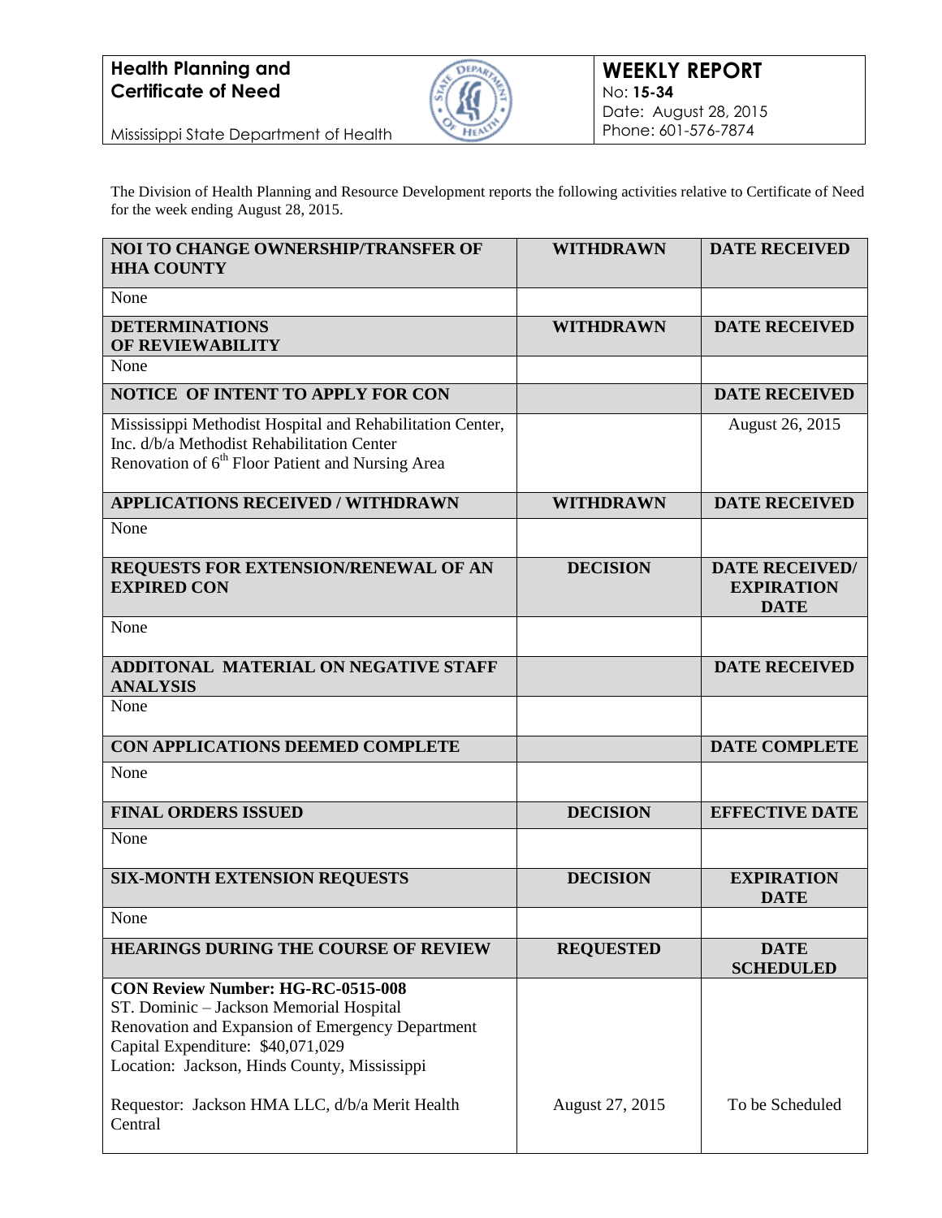**Health Planning and Certificate of Need**

Mississippi State Department of Health

# WEEKLY REPORT

No: **15-34**
Date: August 28, 2015
Phone: 601-576-7874

The Division of Health Planning and Resource Development reports the following activities relative to Certificate of Need for the week ending August 28, 2015.

| NOI TO CHANGE OWNERSHIP/TRANSFER OF HHA COUNTY | WITHDRAWN | DATE RECEIVED |
|---|---|---|
| None | | |
| **DETERMINATIONS OF REVIEWABILITY** | **WITHDRAWN** | **DATE RECEIVED** |
| None | | |
| **NOTICE OF INTENT TO APPLY FOR CON** | | **DATE RECEIVED** |
| Mississippi Methodist Hospital and Rehabilitation Center, Inc. d/b/a Methodist Rehabilitation Center<br>Renovation of 6th Floor Patient and Nursing Area | | August 26, 2015 |
| **APPLICATIONS RECEIVED / WITHDRAWN** | **WITHDRAWN** | **DATE RECEIVED** |
| None | | |
| **REQUESTS FOR EXTENSION/RENEWAL OF AN EXPIRED CON** | **DECISION** | **DATE RECEIVED/ EXPIRATION DATE** |
| None | | |
| **ADDITONAL MATERIAL ON NEGATIVE STAFF ANALYSIS** | | **DATE RECEIVED** |
| None | | |
| **CON APPLICATIONS DEEMED COMPLETE** | | **DATE COMPLETE** |
| None | | |
| **FINAL ORDERS ISSUED** | **DECISION** | **EFFECTIVE DATE** |
| None | | |
| **SIX-MONTH EXTENSION REQUESTS** | **DECISION** | **EXPIRATION DATE** |
| None | | |
| **HEARINGS DURING THE COURSE OF REVIEW** | **REQUESTED** | **DATE SCHEDULED** |
| **CON Review Number: HG-RC-0515-008**<br>ST. Dominic – Jackson Memorial Hospital<br>Renovation and Expansion of Emergency Department<br>Capital Expenditure: $40,071,029<br>Location: Jackson, Hinds County, Mississippi<br><br>Requestor: Jackson HMA LLC, d/b/a Merit Health Central | August 27, 2015 | To be Scheduled |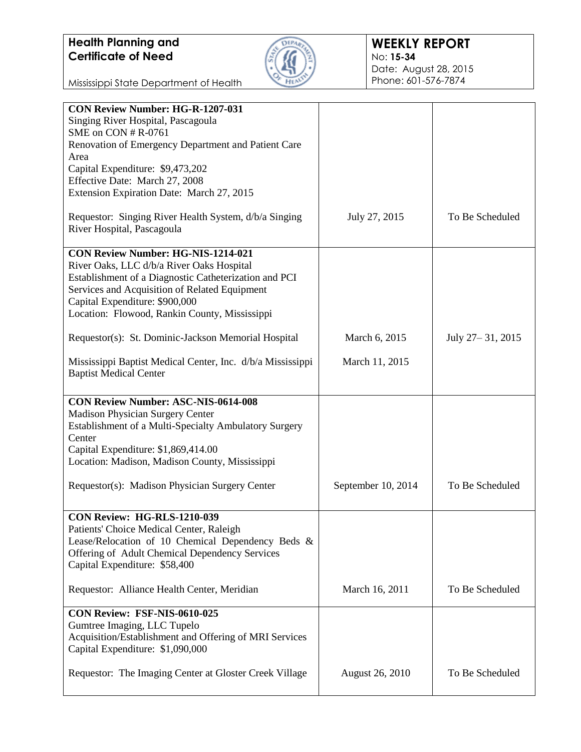**Health Planning and Certificate of Need**

Mississippi State Department of Health

**WEEKLY REPORT**
No: **15-34**
Date: August 28, 2015
Phone: 601-576-7874

| | | |
|---|---|---|
| **CON Review Number: HG-R-1207-031**<br>Singing River Hospital, Pascagoula<br>SME on CON # R-0761<br>Renovation of Emergency Department and Patient Care Area<br>Capital Expenditure: $9,473,202<br>Effective Date: March 27, 2008<br>Extension Expiration Date: March 27, 2015<br><br>Requestor: Singing River Health System, d/b/a Singing River Hospital, Pascagoula | July 27, 2015 | To Be Scheduled |
| **CON Review Number: HG-NIS-1214-021**<br>River Oaks, LLC d/b/a River Oaks Hospital<br>Establishment of a Diagnostic Catheterization and PCI Services and Acquisition of Related Equipment<br>Capital Expenditure: $900,000<br>Location: Flowood, Rankin County, Mississippi<br><br>Requestor(s): St. Dominic-Jackson Memorial Hospital<br><br>Mississippi Baptist Medical Center, Inc. d/b/a Mississippi Baptist Medical Center | March 6, 2015<br><br>March 11, 2015 | July 27– 31, 2015 |
| **CON Review Number: ASC-NIS-0614-008**<br>Madison Physician Surgery Center<br>Establishment of a Multi-Specialty Ambulatory Surgery Center<br>Capital Expenditure: $1,869,414.00<br>Location: Madison, Madison County, Mississippi<br><br>Requestor(s): Madison Physician Surgery Center | September 10, 2014 | To Be Scheduled |
| **CON Review: HG-RLS-1210-039**<br>Patients' Choice Medical Center, Raleigh<br>Lease/Relocation of 10 Chemical Dependency Beds & Offering of Adult Chemical Dependency Services<br>Capital Expenditure: $58,400<br><br>Requestor: Alliance Health Center, Meridian | March 16, 2011 | To Be Scheduled |
| **CON Review: FSF-NIS-0610-025**<br>Gumtree Imaging, LLC Tupelo<br>Acquisition/Establishment and Offering of MRI Services<br>Capital Expenditure: $1,090,000<br><br>Requestor: The Imaging Center at Gloster Creek Village | August 26, 2010 | To Be Scheduled |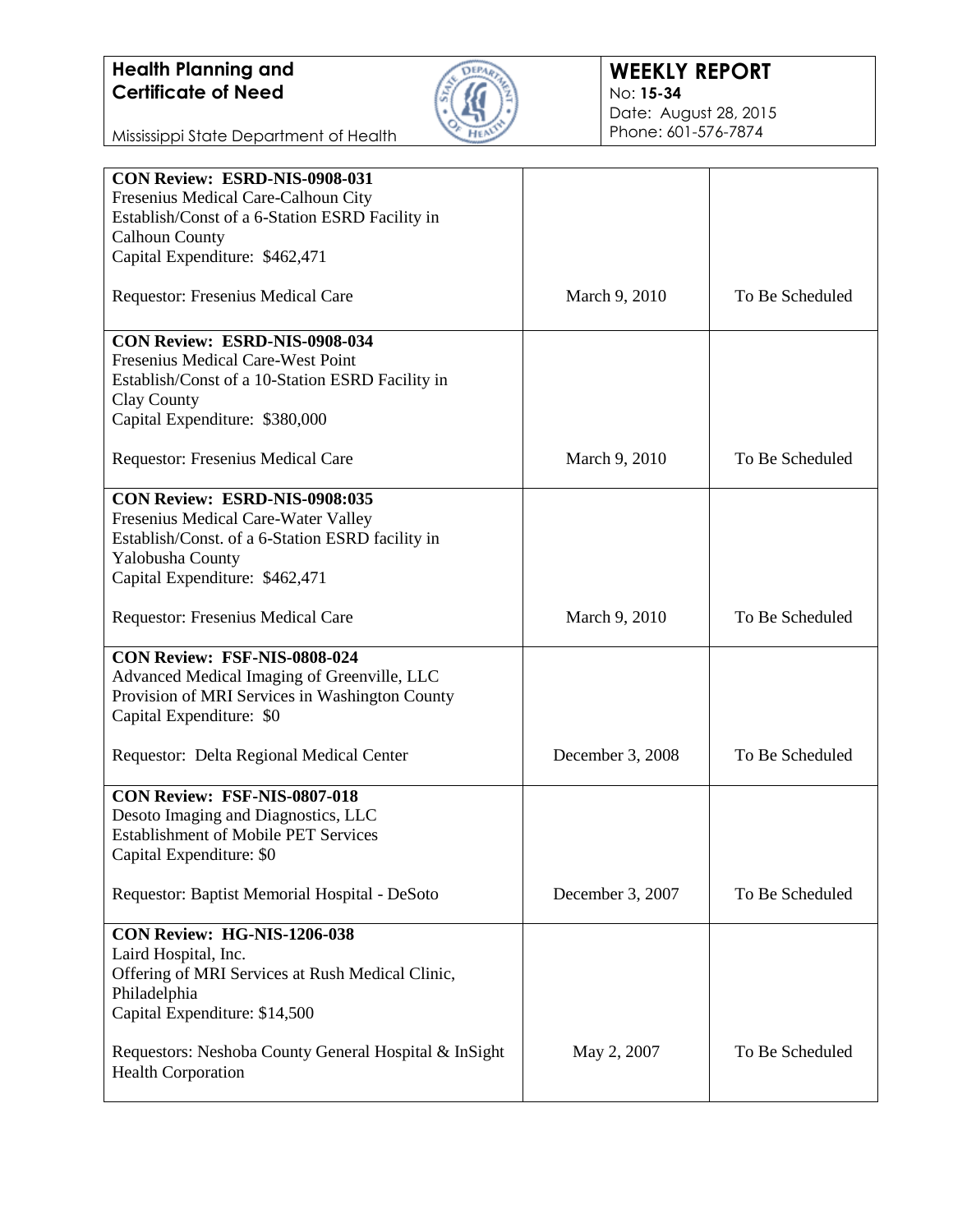| | | |
|---|---|---|
| **CON Review: ESRD-NIS-0908-031**<br>Fresenius Medical Care-Calhoun City<br>Establish/Const of a 6-Station ESRD Facility in Calhoun County<br>Capital Expenditure: $462,471<br><br>Requestor: Fresenius Medical Care | March 9, 2010 | To Be Scheduled |
| **CON Review: ESRD-NIS-0908-034**<br>Fresenius Medical Care-West Point<br>Establish/Const of a 10-Station ESRD Facility in Clay County<br>Capital Expenditure: $380,000<br><br>Requestor: Fresenius Medical Care | March 9, 2010 | To Be Scheduled |
| **CON Review: ESRD-NIS-0908:035**<br>Fresenius Medical Care-Water Valley<br>Establish/Const. of a 6-Station ESRD facility in Yalobusha County<br>Capital Expenditure: $462,471<br><br>Requestor: Fresenius Medical Care | March 9, 2010 | To Be Scheduled |
| **CON Review: FSF-NIS-0808-024**<br>Advanced Medical Imaging of Greenville, LLC<br>Provision of MRI Services in Washington County<br>Capital Expenditure: $0<br><br>Requestor: Delta Regional Medical Center | December 3, 2008 | To Be Scheduled |
| **CON Review: FSF-NIS-0807-018**<br>Desoto Imaging and Diagnostics, LLC<br>Establishment of Mobile PET Services<br>Capital Expenditure: $0<br><br>Requestor: Baptist Memorial Hospital - DeSoto | December 3, 2007 | To Be Scheduled |
| **CON Review: HG-NIS-1206-038**<br>Laird Hospital, Inc.<br>Offering of MRI Services at Rush Medical Clinic, Philadelphia<br>Capital Expenditure: $14,500<br><br>Requestors: Neshoba County General Hospital & InSight Health Corporation | May 2, 2007 | To Be Scheduled |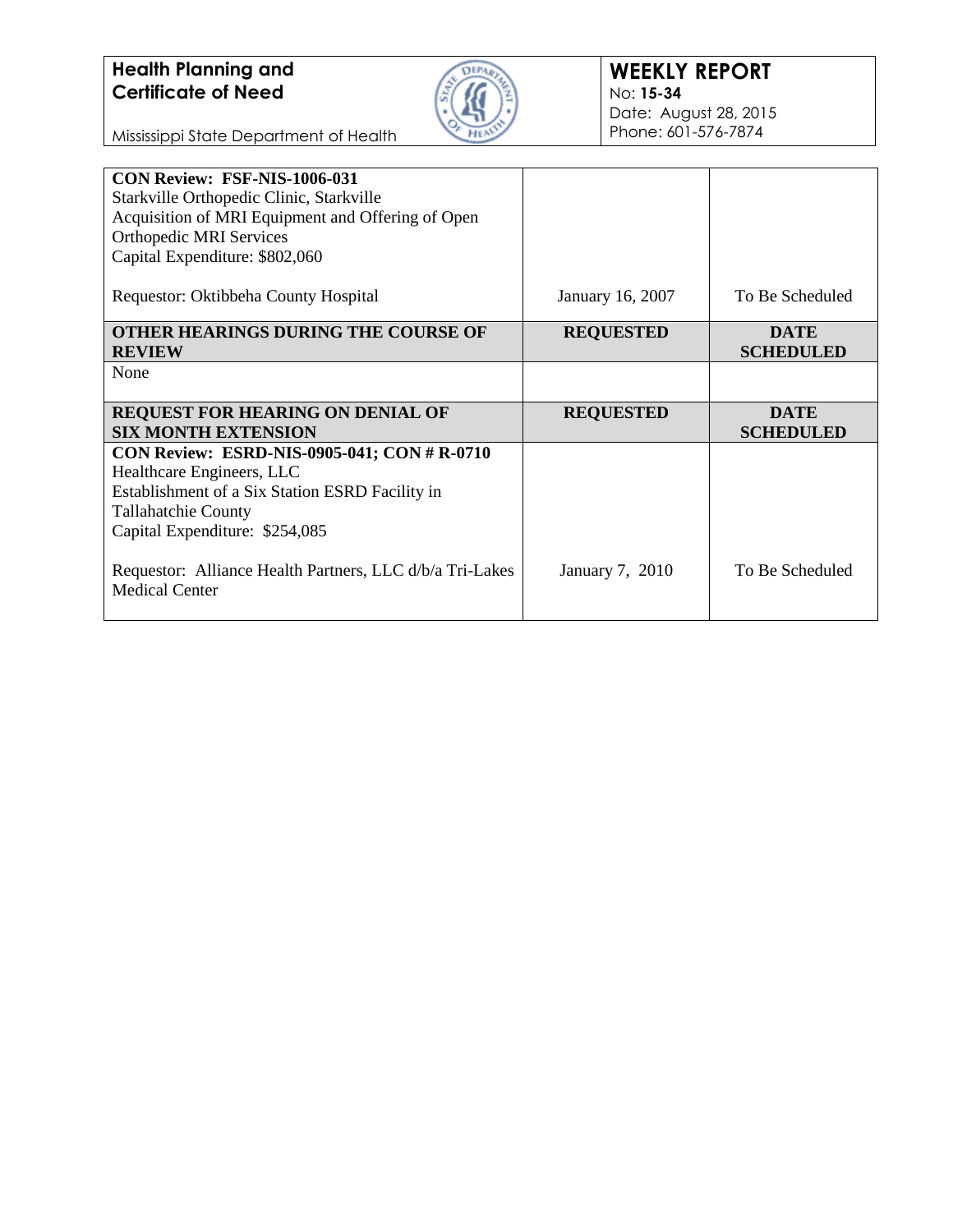| | | |
|---|---|---|
| **CON Review: FSF-NIS-1006-031**<br>Starkville Orthopedic Clinic, Starkville<br>Acquisition of MRI Equipment and Offering of Open Orthopedic MRI Services<br>Capital Expenditure: $802,060<br><br>Requestor: Oktibbeha County Hospital | January 16, 2007 | To Be Scheduled |
| **OTHER HEARINGS DURING THE COURSE OF REVIEW** | **REQUESTED** | **DATE SCHEDULED** |
| None | | |
| **REQUEST FOR HEARING ON DENIAL OF SIX MONTH EXTENSION** | **REQUESTED** | **DATE SCHEDULED** |
| **CON Review: ESRD-NIS-0905-041; CON # R-0710**<br>Healthcare Engineers, LLC<br>Establishment of a Six Station ESRD Facility in Tallahatchie County<br>Capital Expenditure: $254,085<br><br>Requestor: Alliance Health Partners, LLC d/b/a Tri-Lakes Medical Center | January 7, 2010 | To Be Scheduled |